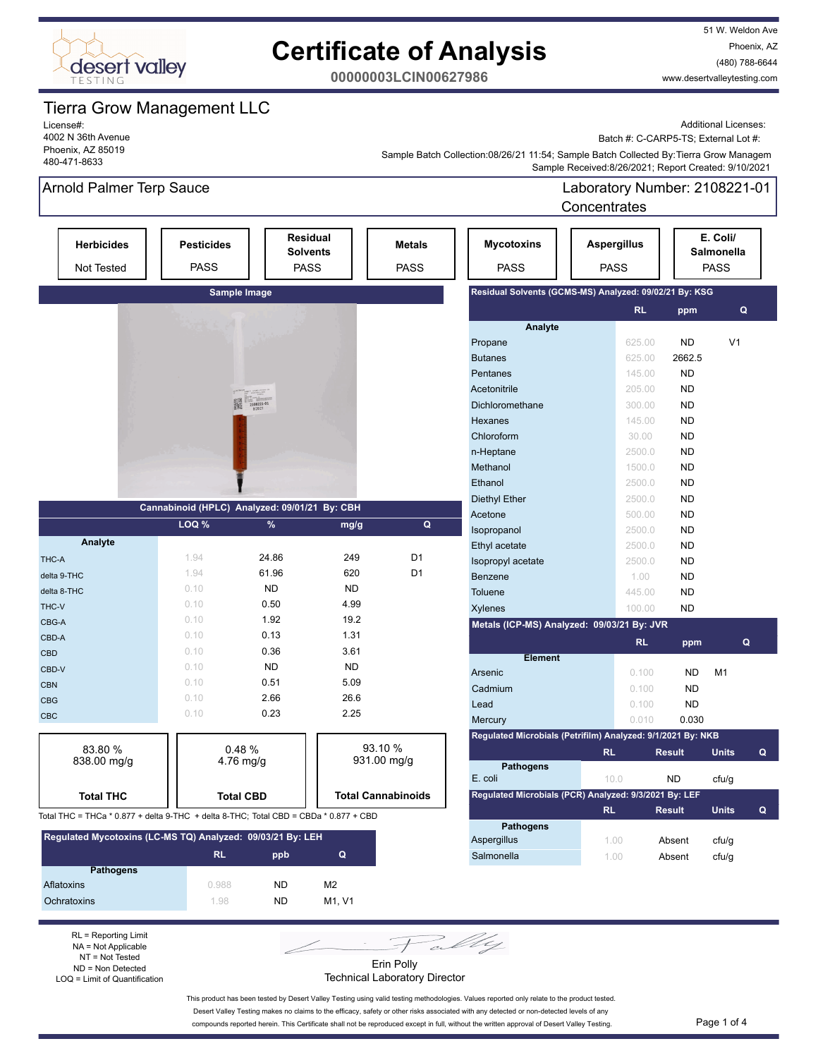# Certificate of Analysis

**00000003LCIN00627986**

51 W. Weldon Ave
Phoenix, AZ
(480) 788-6644
www.desertvalleytesting.com

## Tierra Grow Management LLC

License#:
4002 N 36th Avenue
Phoenix, AZ 85019
480-471-8633

Additional Licenses:
Batch #: C-CARP5-TS; External Lot #:
Sample Batch Collection:08/26/21 11:54; Sample Batch Collected By:Tierra Grow Managem
Sample Received:8/26/2021; Report Created: 9/10/2021

## Arnold Palmer Terp Sauce

Laboratory Number: 2108221-01
Concentrates

| Herbicides | Pesticides | Residual Solvents | Metals | Mycotoxins | Aspergillus | E. Coli/ Salmonella |
|---|---|---|---|---|---|---|
| Not Tested | PASS | PASS | PASS | PASS | PASS | PASS |

**Sample Image**

### Cannabinoid (HPLC) Analyzed: 09/01/21 By: CBH

| Analyte | LOQ % | % | mg/g | Q |
|---|---|---|---|---|
| THC-A | 1.94 | 24.86 | 249 | D1 |
| delta 9-THC | 1.94 | 61.96 | 620 | D1 |
| delta 8-THC | 0.10 | ND | ND | |
| THC-V | 0.10 | 0.50 | 4.99 | |
| CBG-A | 0.10 | 1.92 | 19.2 | |
| CBD-A | 0.10 | 0.13 | 1.31 | |
| CBD | 0.10 | 0.36 | 3.61 | |
| CBD-V | 0.10 | ND | ND | |
| CBN | 0.10 | 0.51 | 5.09 | |
| CBG | 0.10 | 2.66 | 26.6 | |
| CBC | 0.10 | 0.23 | 2.25 | |

| Total THC | Total CBD | Total Cannabinoids |
|---|---|---|
| 83.80 % 838.00 mg/g | 0.48 % 4.76 mg/g | 93.10 % 931.00 mg/g |

Total THC = THCa * 0.877 + delta 9-THC + delta 8-THC; Total CBD = CBDa * 0.877 + CBD

### Regulated Mycotoxins (LC-MS TQ) Analyzed: 09/03/21 By: LEH

| Pathogens | RL | ppb | Q |
|---|---|---|---|
| Aflatoxins | 0.988 | ND | M2 |
| Ochratoxins | 1.98 | ND | M1, V1 |

### Residual Solvents (GCMS-MS) Analyzed: 09/02/21 By: KSG

| Analyte | RL | ppm | Q |
|---|---|---|---|
| Propane | 625.00 | ND | V1 |
| Butanes | 625.00 | 2662.5 | |
| Pentanes | 145.00 | ND | |
| Acetonitrile | 205.00 | ND | |
| Dichloromethane | 300.00 | ND | |
| Hexanes | 145.00 | ND | |
| Chloroform | 30.00 | ND | |
| n-Heptane | 2500.0 | ND | |
| Methanol | 1500.0 | ND | |
| Ethanol | 2500.0 | ND | |
| Diethyl Ether | 2500.0 | ND | |
| Acetone | 500.00 | ND | |
| Isopropanol | 2500.0 | ND | |
| Ethyl acetate | 2500.0 | ND | |
| Isopropyl acetate | 2500.0 | ND | |
| Benzene | 1.00 | ND | |
| Toluene | 445.00 | ND | |
| Xylenes | 100.00 | ND | |

### Metals (ICP-MS) Analyzed: 09/03/21 By: JVR

| Element | RL | ppm | Q |
|---|---|---|---|
| Arsenic | 0.100 | ND | M1 |
| Cadmium | 0.100 | ND | |
| Lead | 0.100 | ND | |
| Mercury | 0.010 | 0.030 | |

### Regulated Microbials (Petrifilm) Analyzed: 9/1/2021 By: NKB

| Pathogens | RL | Result | Units | Q |
|---|---|---|---|---|
| E. coli | 10.0 | ND | cfu/g | |

### Regulated Microbials (PCR) Analyzed: 9/3/2021 By: LEF

| Pathogens | RL | Result | Units | Q |
|---|---|---|---|---|
| Aspergillus | 1.00 | Absent | cfu/g | |
| Salmonella | 1.00 | Absent | cfu/g | |

RL = Reporting Limit
NA = Not Applicable
NT = Not Tested
ND = Non Detected
LOQ = Limit of Quantification

Erin Polly
Technical Laboratory Director

This product has been tested by Desert Valley Testing using valid testing methodologies. Values reported only relate to the product tested. Desert Valley Testing makes no claims to the efficacy, safety or other risks associated with any detected or non-detected levels of any compounds reported herein. This Certificate shall not be reproduced except in full, without the written approval of Desert Valley Testing.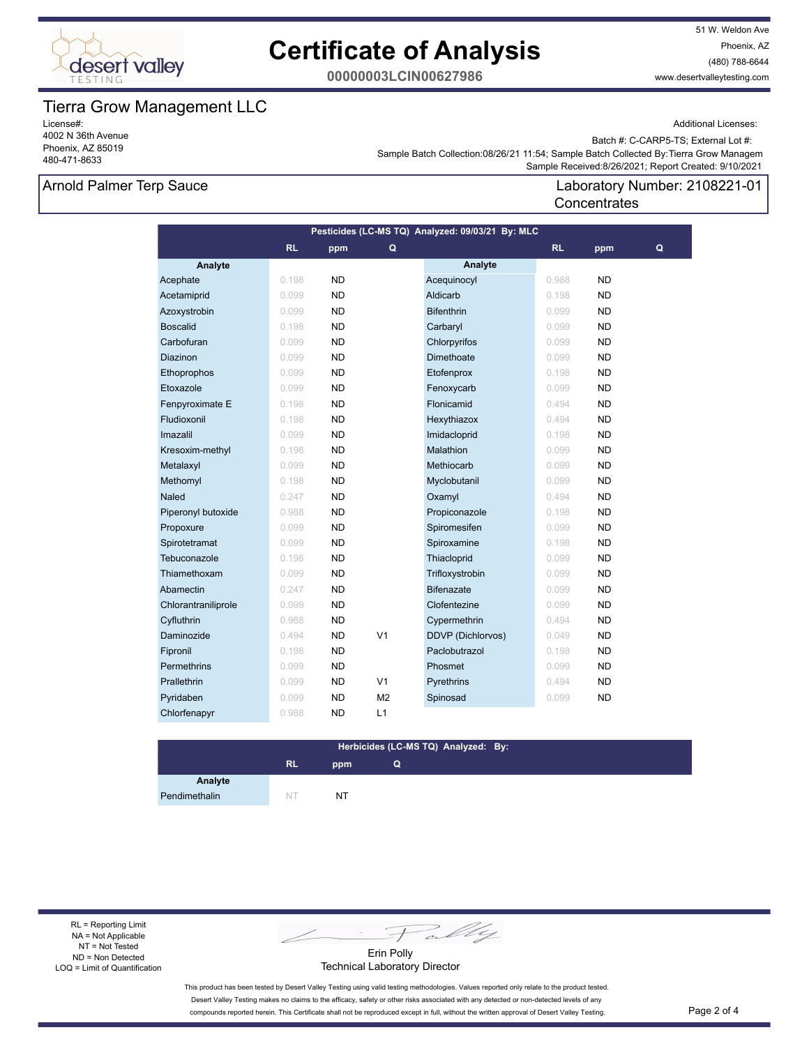# Certificate of Analysis

**00000003LCIN00627986**

51 W. Weldon Ave
Phoenix, AZ
(480) 788-6644
www.desertvalleytesting.com

## Tierra Grow Management LLC

License#:
4002 N 36th Avenue
Phoenix, AZ 85019
480-471-8633

Additional Licenses:

Batch #: C-CARP5-TS; External Lot #:
Sample Batch Collection:08/26/21 11:54; Sample Batch Collected By:Tierra Grow Managem
Sample Received:8/26/2021; Report Created: 9/10/2021

### Arnold Palmer Terp Sauce

Laboratory Number: 2108221-01
Concentrates

**Pesticides (LC-MS TQ) Analyzed: 09/03/21 By: MLC**

| Analyte | RL | ppm | Q | Analyte | RL | ppm | Q |
|---|---|---|---|---|---|---|---|
| Acephate | 0.198 | ND | | Acequinocyl | 0.988 | ND | |
| Acetamiprid | 0.099 | ND | | Aldicarb | 0.198 | ND | |
| Azoxystrobin | 0.099 | ND | | Bifenthrin | 0.099 | ND | |
| Boscalid | 0.198 | ND | | Carbaryl | 0.099 | ND | |
| Carbofuran | 0.099 | ND | | Chlorpyrifos | 0.099 | ND | |
| Diazinon | 0.099 | ND | | Dimethoate | 0.099 | ND | |
| Ethoprophos | 0.099 | ND | | Etofenprox | 0.198 | ND | |
| Etoxazole | 0.099 | ND | | Fenoxycarb | 0.099 | ND | |
| Fenpyroximate E | 0.198 | ND | | Flonicamid | 0.494 | ND | |
| Fludioxonil | 0.198 | ND | | Hexythiazox | 0.494 | ND | |
| Imazalil | 0.099 | ND | | Imidacloprid | 0.198 | ND | |
| Kresoxim-methyl | 0.198 | ND | | Malathion | 0.099 | ND | |
| Metalaxyl | 0.099 | ND | | Methiocarb | 0.099 | ND | |
| Methomyl | 0.198 | ND | | Myclobutanil | 0.099 | ND | |
| Naled | 0.247 | ND | | Oxamyl | 0.494 | ND | |
| Piperonyl butoxide | 0.988 | ND | | Propiconazole | 0.198 | ND | |
| Propoxure | 0.099 | ND | | Spiromesifen | 0.099 | ND | |
| Spirotetramat | 0.099 | ND | | Spiroxamine | 0.198 | ND | |
| Tebuconazole | 0.198 | ND | | Thiacloprid | 0.099 | ND | |
| Thiamethoxam | 0.099 | ND | | Trifloxystrobin | 0.099 | ND | |
| Abamectin | 0.247 | ND | | Bifenazate | 0.099 | ND | |
| Chlorantraniliprole | 0.099 | ND | | Clofentezine | 0.099 | ND | |
| Cyfluthrin | 0.988 | ND | | Cypermethrin | 0.494 | ND | |
| Daminozide | 0.494 | ND | V1 | DDVP (Dichlorvos) | 0.049 | ND | |
| Fipronil | 0.198 | ND | | Paclobutrazol | 0.198 | ND | |
| Permethrins | 0.099 | ND | | Phosmet | 0.099 | ND | |
| Prallethrin | 0.099 | ND | V1 | Pyrethrins | 0.494 | ND | |
| Pyridaben | 0.099 | ND | M2 | Spinosad | 0.099 | ND | |
| Chlorfenapyr | 0.988 | ND | L1 | | | | |

**Herbicides (LC-MS TQ) Analyzed: By:**

| Analyte | RL | ppm | Q |
|---|---|---|---|
| Pendimethalin | NT | NT | |

RL = Reporting Limit
NA = Not Applicable
NT = Not Tested
ND = Non Detected
LOQ = Limit of Quantification

Erin Polly
Technical Laboratory Director

This product has been tested by Desert Valley Testing using valid testing methodologies. Values reported only relate to the product tested. Desert Valley Testing makes no claims to the efficacy, safety or other risks associated with any detected or non-detected levels of any compounds reported herein. This Certificate shall not be reproduced except in full, without the written approval of Desert Valley Testing.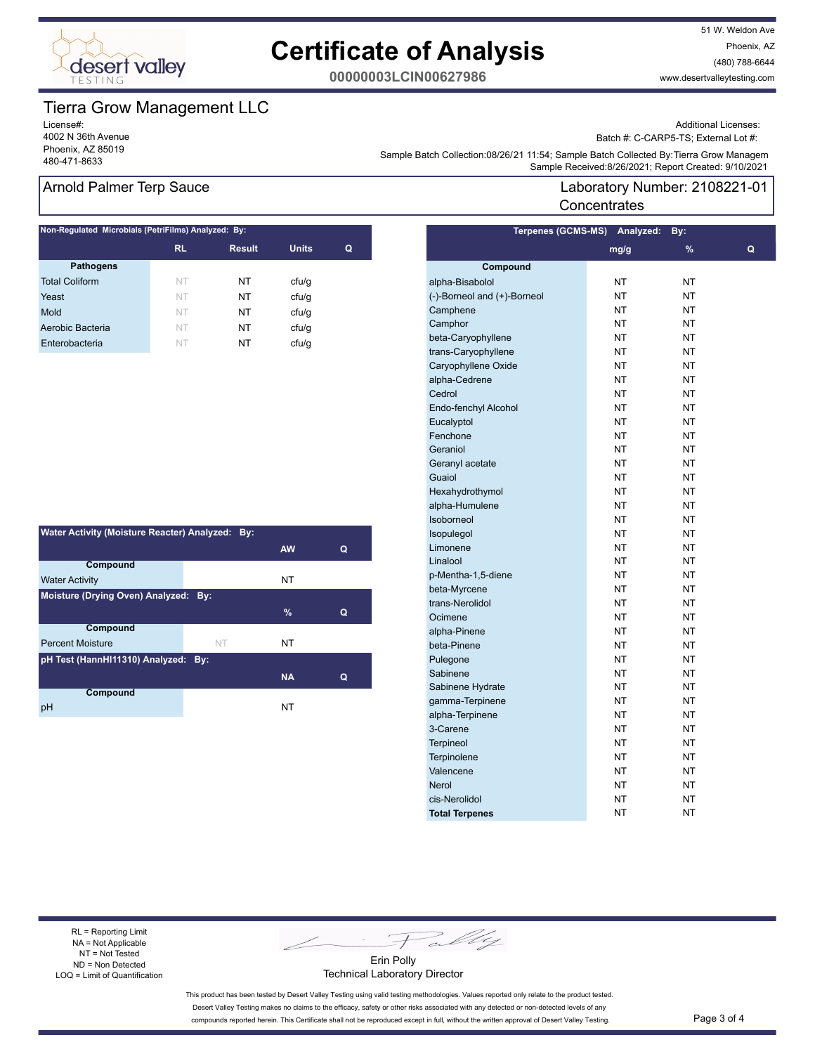# Certificate of Analysis

**00000003LCIN00627986**

51 W. Weldon Ave
Phoenix, AZ
(480) 788-6644
www.desertvalleytesting.com

## Tierra Grow Management LLC

License#:
4002 N 36th Avenue
Phoenix, AZ 85019
480-471-8633

Additional Licenses:
Batch #: C-CARP5-TS; External Lot #:
Sample Batch Collection:08/26/21 11:54; Sample Batch Collected By:Tierra Grow Managem
Sample Received:8/26/2021; Report Created: 9/10/2021

## Arnold Palmer Terp Sauce

Laboratory Number: 2108221-01
Concentrates

**Non-Regulated Microbials (PetriFilms) Analyzed: By:**

| Pathogens | RL | Result | Units | Q |
|---|---|---|---|---|
| Total Coliform | NT | NT | cfu/g | |
| Yeast | NT | NT | cfu/g | |
| Mold | NT | NT | cfu/g | |
| Aerobic Bacteria | NT | NT | cfu/g | |
| Enterobacteria | NT | NT | cfu/g | |

**Water Activity (Moisture Reacter) Analyzed: By:**

| Compound | | AW | Q |
|---|---|---|---|
| Water Activity | | NT | |

**Moisture (Drying Oven) Analyzed: By:**

| Compound | | % | Q |
|---|---|---|---|
| Percent Moisture | NT | NT | |

**pH Test (HannHI11310) Analyzed: By:**

| Compound | | NA | Q |
|---|---|---|---|
| pH | | NT | |

**Terpenes (GCMS-MS) Analyzed: By:**

| Compound | mg/g | % | Q |
|---|---|---|---|
| alpha-Bisabolol | NT | NT | |
| (-)-Borneol and (+)-Borneol | NT | NT | |
| Camphene | NT | NT | |
| Camphor | NT | NT | |
| beta-Caryophyllene | NT | NT | |
| trans-Caryophyllene | NT | NT | |
| Caryophyllene Oxide | NT | NT | |
| alpha-Cedrene | NT | NT | |
| Cedrol | NT | NT | |
| Endo-fenchyl Alcohol | NT | NT | |
| Eucalyptol | NT | NT | |
| Fenchone | NT | NT | |
| Geraniol | NT | NT | |
| Geranyl acetate | NT | NT | |
| Guaiol | NT | NT | |
| Hexahydrothymol | NT | NT | |
| alpha-Humulene | NT | NT | |
| Isoborneol | NT | NT | |
| Isopulegol | NT | NT | |
| Limonene | NT | NT | |
| Linalool | NT | NT | |
| p-Mentha-1,5-diene | NT | NT | |
| beta-Myrcene | NT | NT | |
| trans-Nerolidol | NT | NT | |
| Ocimene | NT | NT | |
| alpha-Pinene | NT | NT | |
| beta-Pinene | NT | NT | |
| Pulegone | NT | NT | |
| Sabinene | NT | NT | |
| Sabinene Hydrate | NT | NT | |
| gamma-Terpinene | NT | NT | |
| alpha-Terpinene | NT | NT | |
| 3-Carene | NT | NT | |
| Terpineol | NT | NT | |
| Terpinolene | NT | NT | |
| Valencene | NT | NT | |
| Nerol | NT | NT | |
| cis-Nerolidol | NT | NT | |
| **Total Terpenes** | NT | NT | |

RL = Reporting Limit
NA = Not Applicable
NT = Not Tested
ND = Non Detected
LOQ = Limit of Quantification

Erin Polly
Technical Laboratory Director

This product has been tested by Desert Valley Testing using valid testing methodologies. Values reported only relate to the product tested. Desert Valley Testing makes no claims to the efficacy, safety or other risks associated with any detected or non-detected levels of any compounds reported herein. This Certificate shall not be reproduced except in full, without the written approval of Desert Valley Testing.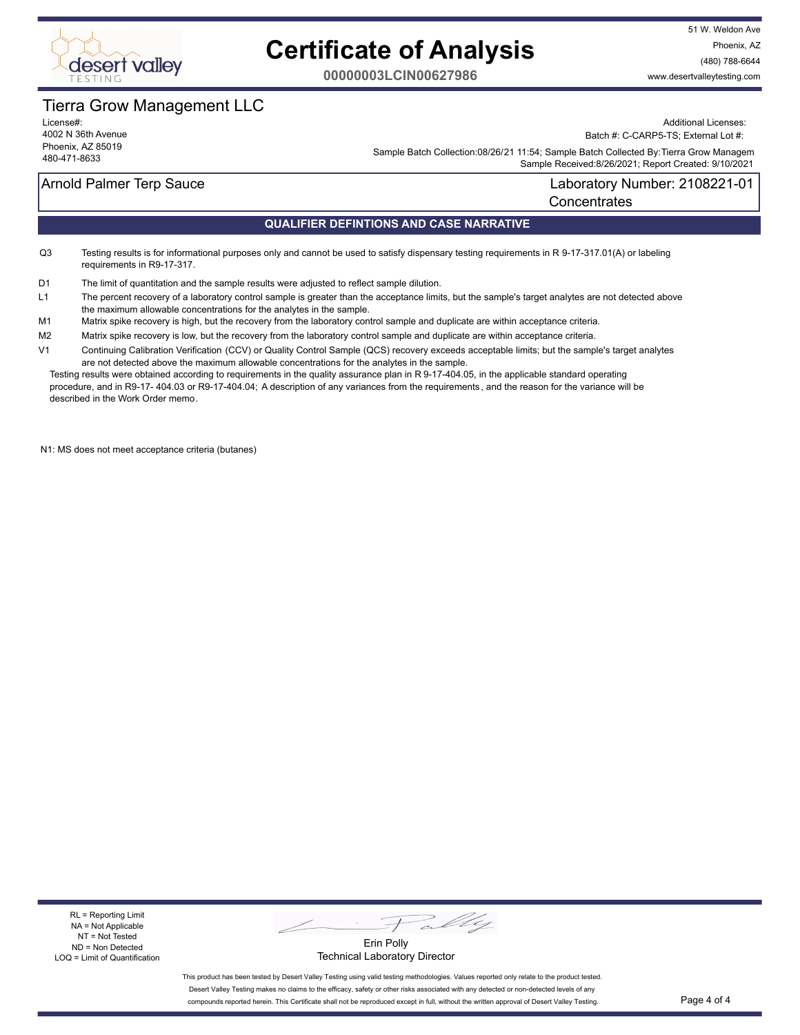# Certificate of Analysis

**00000003LCIN00627986**

51 W. Weldon Ave
Phoenix, AZ
(480) 788-6644
www.desertvalleytesting.com

## Tierra Grow Management LLC

License#:
4002 N 36th Avenue
Phoenix, AZ 85019
480-471-8633

Additional Licenses:
Batch #: C-CARP5-TS; External Lot #:
Sample Batch Collection:08/26/21 11:54; Sample Batch Collected By:Tierra Grow Managem
Sample Received:8/26/2021; Report Created: 9/10/2021

**Arnold Palmer Terp Sauce**

Laboratory Number: 2108221-01
Concentrates

### QUALIFIER DEFINTIONS AND CASE NARRATIVE

| | |
|---|---|
| Q3 | Testing results is for informational purposes only and cannot be used to satisfy dispensary testing requirements in R 9-17-317.01(A) or labeling requirements in R9-17-317. |
| D1 | The limit of quantitation and the sample results were adjusted to reflect sample dilution. |
| L1 | The percent recovery of a laboratory control sample is greater than the acceptance limits, but the sample's target analytes are not detected above the maximum allowable concentrations for the analytes in the sample. |
| M1 | Matrix spike recovery is high, but the recovery from the laboratory control sample and duplicate are within acceptance criteria. |
| M2 | Matrix spike recovery is low, but the recovery from the laboratory control sample and duplicate are within acceptance criteria. |
| V1 | Continuing Calibration Verification (CCV) or Quality Control Sample (QCS) recovery exceeds acceptable limits; but the sample's target analytes are not detected above the maximum allowable concentrations for the analytes in the sample. |

Testing results were obtained according to requirements in the quality assurance plan in R 9-17-404.05, in the applicable standard operating procedure, and in R9-17- 404.03 or R9-17-404.04; A description of any variances from the requirements, and the reason for the variance will be described in the Work Order memo.

N1: MS does not meet acceptance criteria (butanes)

RL = Reporting Limit
NA = Not Applicable
NT = Not Tested
ND = Non Detected
LOQ = Limit of Quantification

Erin Polly
Technical Laboratory Director

This product has been tested by Desert Valley Testing using valid testing methodologies. Values reported only relate to the product tested. Desert Valley Testing makes no claims to the efficacy, safety or other risks associated with any detected or non-detected levels of any compounds reported herein. This Certificate shall not be reproduced except in full, without the written approval of Desert Valley Testing.